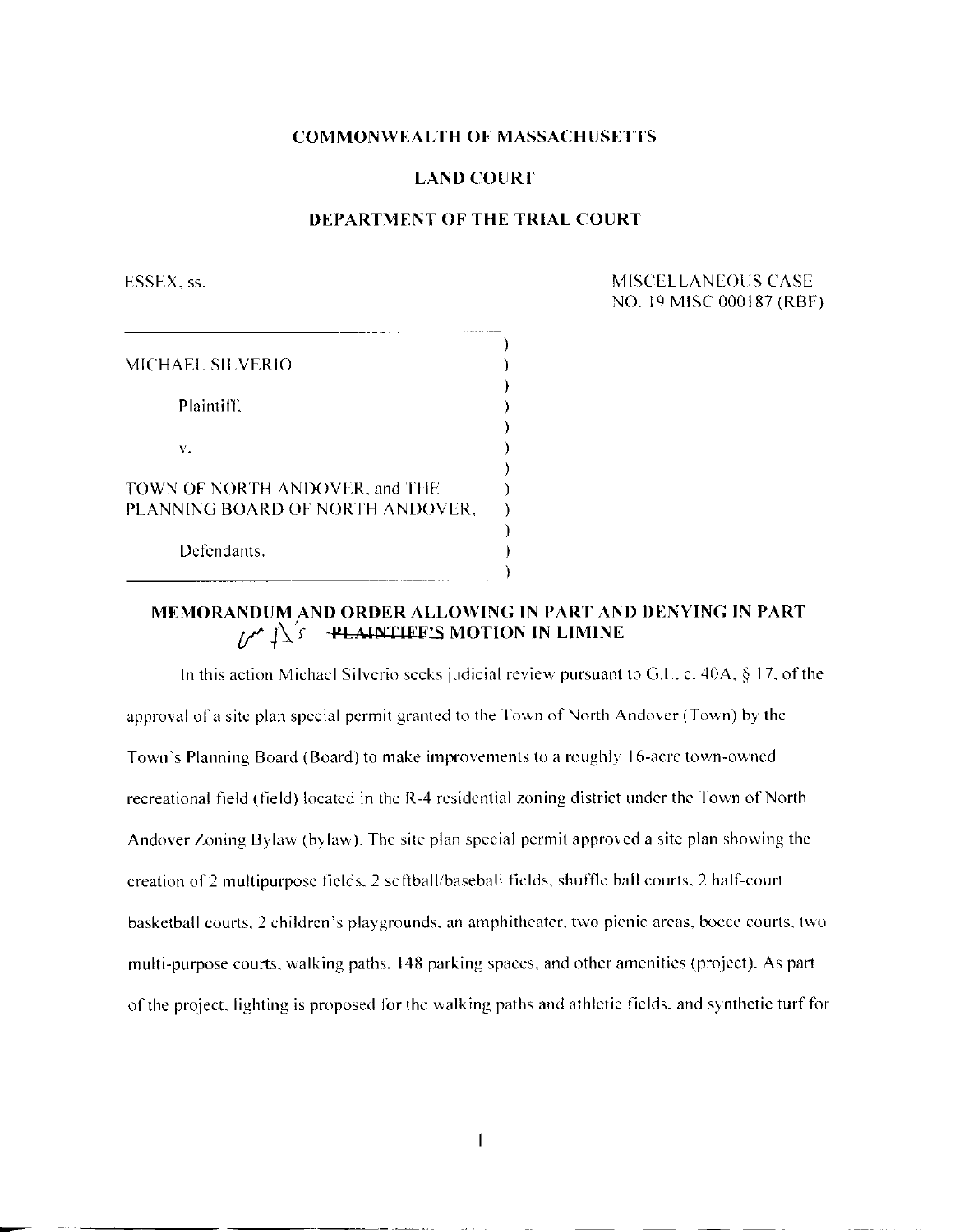**COMMONWEALTH OF MASSACHUSETTS**

**LAND COURT**

**DEPARTMENT OF THE TRIAL COURT**

ESSEX, ss.

MISCELLANEOUS CASE
NO. 19 MISC 000187 (RBF)

MICHAEL SILVERIO

Plaintiff,

v.

TOWN OF NORTH ANDOVER, and THE PLANNING BOARD OF NORTH ANDOVER,

Defendants.

## MEMORANDUM AND ORDER ALLOWING IN PART AND DENYING IN PART ~~PLAINTIFF'S~~ Df's MOTION IN LIMINE

In this action Michael Silverio seeks judicial review pursuant to G.L. c. 40A, § 17, of the approval of a site plan special permit granted to the Town of North Andover (Town) by the Town's Planning Board (Board) to make improvements to a roughly 16-acre town-owned recreational field (field) located in the R-4 residential zoning district under the Town of North Andover Zoning Bylaw (bylaw). The site plan special permit approved a site plan showing the creation of 2 multipurpose fields, 2 softball/baseball fields, shuffle ball courts, 2 half-court basketball courts, 2 children's playgrounds, an amphitheater, two picnic areas, bocce courts, two multi-purpose courts, walking paths, 148 parking spaces, and other amenities (project). As part of the project, lighting is proposed for the walking paths and athletic fields, and synthetic turf for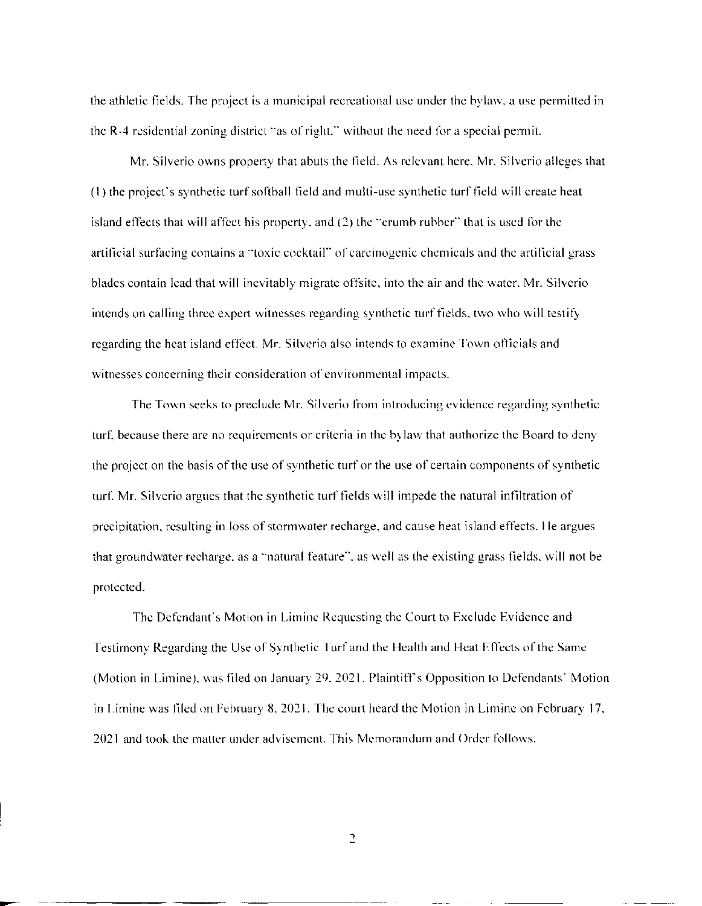the athletic fields. The project is a municipal recreational use under the bylaw, a use permitted in the R-4 residential zoning district "as of right," without the need for a special permit.

Mr. Silverio owns property that abuts the field. As relevant here, Mr. Silverio alleges that (1) the project's synthetic turf softball field and multi-use synthetic turf field will create heat island effects that will affect his property, and (2) the "crumb rubber" that is used for the artificial surfacing contains a "toxic cocktail" of carcinogenic chemicals and the artificial grass blades contain lead that will inevitably migrate offsite, into the air and the water. Mr. Silverio intends on calling three expert witnesses regarding synthetic turf fields, two who will testify regarding the heat island effect. Mr. Silverio also intends to examine Town officials and witnesses concerning their consideration of environmental impacts.

The Town seeks to preclude Mr. Silverio from introducing evidence regarding synthetic turf, because there are no requirements or criteria in the bylaw that authorize the Board to deny the project on the basis of the use of synthetic turf or the use of certain components of synthetic turf. Mr. Silverio argues that the synthetic turf fields will impede the natural infiltration of precipitation, resulting in loss of stormwater recharge, and cause heat island effects. He argues that groundwater recharge, as a "natural feature", as well as the existing grass fields, will not be protected.

The Defendant's Motion in Limine Requesting the Court to Exclude Evidence and Testimony Regarding the Use of Synthetic Turf and the Health and Heat Effects of the Same (Motion in Limine), was filed on January 29, 2021. Plaintiff's Opposition to Defendants' Motion in Limine was filed on February 8, 2021. The court heard the Motion in Limine on February 17, 2021 and took the matter under advisement. This Memorandum and Order follows.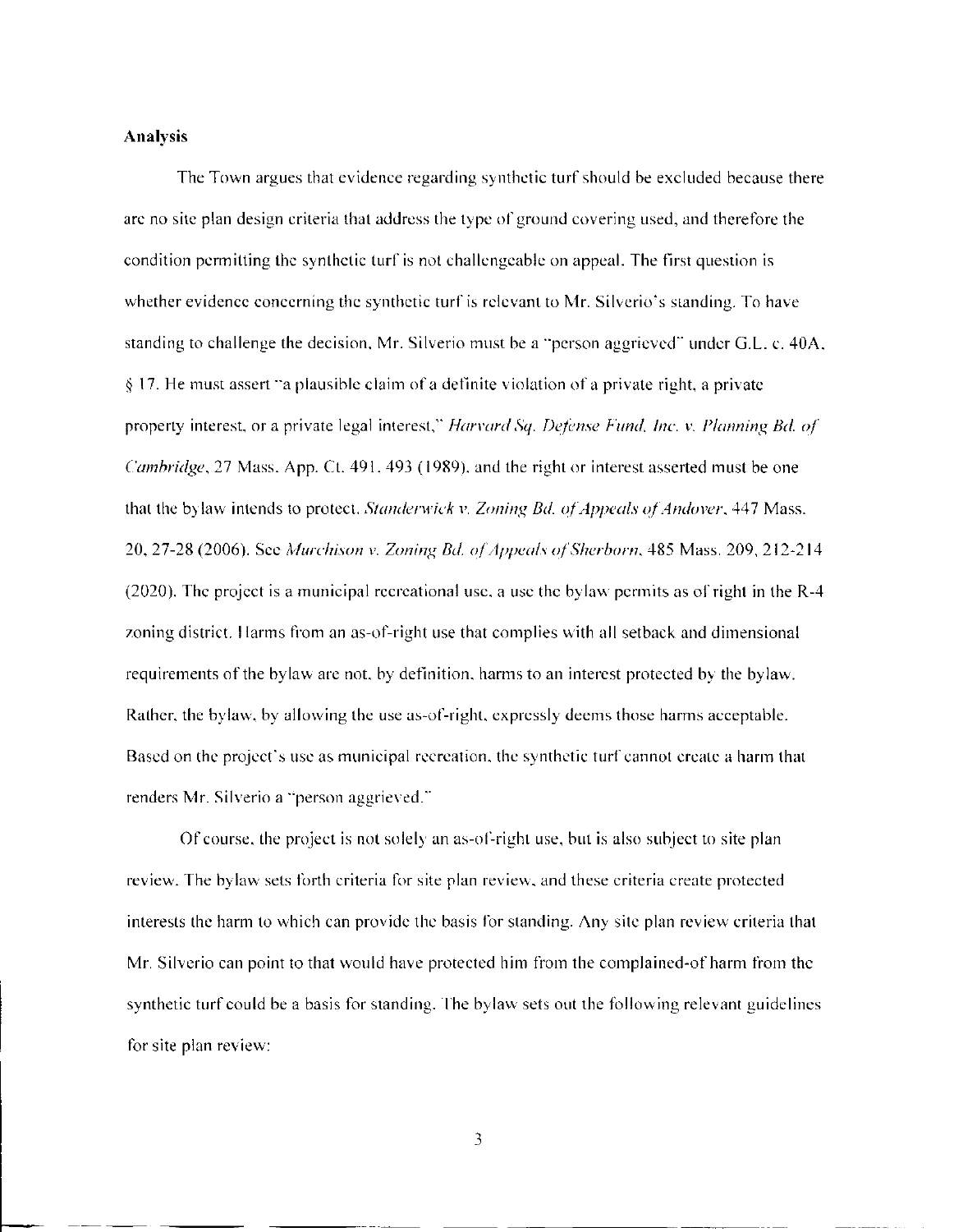**Analysis**

The Town argues that evidence regarding synthetic turf should be excluded because there are no site plan design criteria that address the type of ground covering used, and therefore the condition permitting the synthetic turf is not challengeable on appeal. The first question is whether evidence concerning the synthetic turf is relevant to Mr. Silverio's standing. To have standing to challenge the decision, Mr. Silverio must be a "person aggrieved" under G.L. c. 40A, § 17. He must assert "a plausible claim of a definite violation of a private right, a private property interest, or a private legal interest," *Harvard Sq. Defense Fund, Inc. v. Planning Bd. of Cambridge*, 27 Mass. App. Ct. 491, 493 (1989), and the right or interest asserted must be one that the bylaw intends to protect. *Standerwick v. Zoning Bd. of Appeals of Andover*, 447 Mass. 20, 27-28 (2006). See *Murchison v. Zoning Bd. of Appeals of Sherborn*, 485 Mass. 209, 212-214 (2020). The project is a municipal recreational use, a use the bylaw permits as of right in the R-4 zoning district. Harms from an as-of-right use that complies with all setback and dimensional requirements of the bylaw are not, by definition, harms to an interest protected by the bylaw. Rather, the bylaw, by allowing the use as-of-right, expressly deems those harms acceptable. Based on the project's use as municipal recreation, the synthetic turf cannot create a harm that renders Mr. Silverio a "person aggrieved."

Of course, the project is not solely an as-of-right use, but is also subject to site plan review. The bylaw sets forth criteria for site plan review, and these criteria create protected interests the harm to which can provide the basis for standing. Any site plan review criteria that Mr. Silverio can point to that would have protected him from the complained-of harm from the synthetic turf could be a basis for standing. The bylaw sets out the following relevant guidelines for site plan review: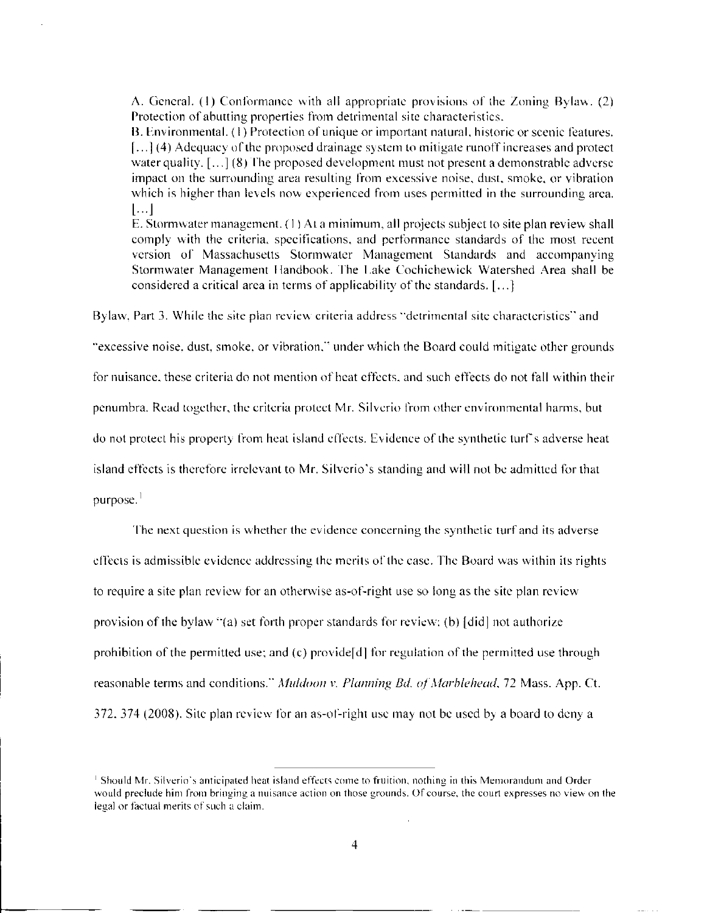> A. General. (1) Conformance with all appropriate provisions of the Zoning Bylaw. (2) Protection of abutting properties from detrimental site characteristics.
>
> B. Environmental. (1) Protection of unique or important natural, historic or scenic features. […] (4) Adequacy of the proposed drainage system to mitigate runoff increases and protect water quality. […] (8) The proposed development must not present a demonstrable adverse impact on the surrounding area resulting from excessive noise, dust, smoke, or vibration which is higher than levels now experienced from uses permitted in the surrounding area. […]
>
> E. Stormwater management. (1) At a minimum, all projects subject to site plan review shall comply with the criteria, specifications, and performance standards of the most recent version of Massachusetts Stormwater Management Standards and accompanying Stormwater Management Handbook. The Lake Cochichewick Watershed Area shall be considered a critical area in terms of applicability of the standards. […]

Bylaw, Part 3. While the site plan review criteria address "detrimental site characteristics" and "excessive noise, dust, smoke, or vibration," under which the Board could mitigate other grounds for nuisance, these criteria do not mention of heat effects, and such effects do not fall within their penumbra. Read together, the criteria protect Mr. Silverio from other environmental harms, but do not protect his property from heat island effects. Evidence of the synthetic turf's adverse heat island effects is therefore irrelevant to Mr. Silverio's standing and will not be admitted for that purpose.[1]

The next question is whether the evidence concerning the synthetic turf and its adverse effects is admissible evidence addressing the merits of the case. The Board was within its rights to require a site plan review for an otherwise as-of-right use so long as the site plan review provision of the bylaw "(a) set forth proper standards for review; (b) [did] not authorize prohibition of the permitted use; and (c) provide[d] for regulation of the permitted use through reasonable terms and conditions." *Muldoon v. Planning Bd. of Marblehead*, 72 Mass. App. Ct. 372, 374 (2008). Site plan review for an as-of-right use may not be used by a board to deny a

---

[1] Should Mr. Silverio's anticipated heat island effects come to fruition, nothing in this Memorandum and Order would preclude him from bringing a nuisance action on those grounds. Of course, the court expresses no view on the legal or factual merits of such a claim.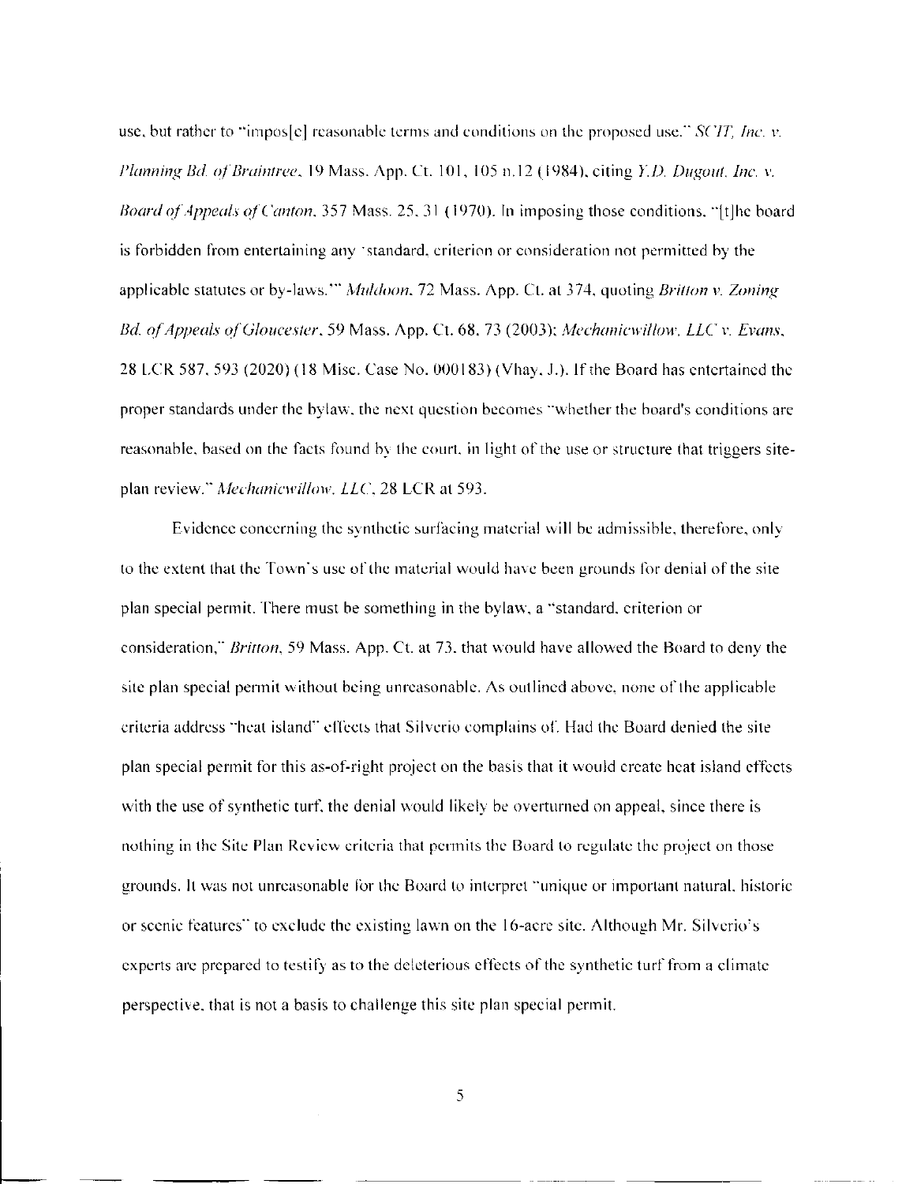use, but rather to "impos[e] reasonable terms and conditions on the proposed use." *SCIT, Inc. v. Planning Bd. of Braintree*, 19 Mass. App. Ct. 101, 105 n.12 (1984), citing *Y.D. Dugout, Inc. v. Board of Appeals of Canton*, 357 Mass. 25, 31 (1970). In imposing those conditions, "[t]he board is forbidden from entertaining any 'standard, criterion or consideration not permitted by the applicable statutes or by-laws.'" *Muldoon*, 72 Mass. App. Ct. at 374, quoting *Britton v. Zoning Bd. of Appeals of Gloucester*, 59 Mass. App. Ct. 68, 73 (2003); *Mechanicwillow, LLC v. Evans*, 28 LCR 587, 593 (2020) (18 Misc. Case No. 000183) (Vhay, J.). If the Board has entertained the proper standards under the bylaw, the next question becomes "whether the board's conditions are reasonable, based on the facts found by the court, in light of the use or structure that triggers site-plan review." *Mechanicwillow, LLC*, 28 LCR at 593.

Evidence concerning the synthetic surfacing material will be admissible, therefore, only to the extent that the Town's use of the material would have been grounds for denial of the site plan special permit. There must be something in the bylaw, a "standard, criterion or consideration," *Britton*, 59 Mass. App. Ct. at 73, that would have allowed the Board to deny the site plan special permit without being unreasonable. As outlined above, none of the applicable criteria address "heat island" effects that Silverio complains of. Had the Board denied the site plan special permit for this as-of-right project on the basis that it would create heat island effects with the use of synthetic turf, the denial would likely be overturned on appeal, since there is nothing in the Site Plan Review criteria that permits the Board to regulate the project on those grounds. It was not unreasonable for the Board to interpret "unique or important natural, historic or scenic features" to exclude the existing lawn on the 16-acre site. Although Mr. Silverio's experts are prepared to testify as to the deleterious effects of the synthetic turf from a climate perspective, that is not a basis to challenge this site plan special permit.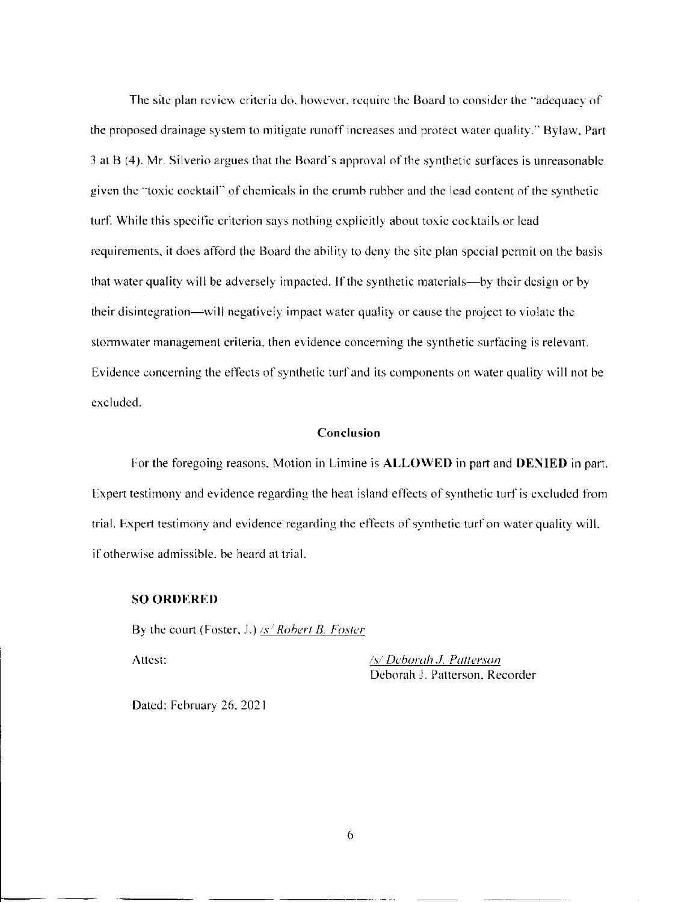The site plan review criteria do, however, require the Board to consider the "adequacy of the proposed drainage system to mitigate runoff increases and protect water quality." Bylaw, Part 3 at B (4). Mr. Silverio argues that the Board's approval of the synthetic surfaces is unreasonable given the "toxic cocktail" of chemicals in the crumb rubber and the lead content of the synthetic turf. While this specific criterion says nothing explicitly about toxic cocktails or lead requirements, it does afford the Board the ability to deny the site plan special permit on the basis that water quality will be adversely impacted. If the synthetic materials—by their design or by their disintegration—will negatively impact water quality or cause the project to violate the stormwater management criteria, then evidence concerning the synthetic surfacing is relevant. Evidence concerning the effects of synthetic turf and its components on water quality will not be excluded.

**Conclusion**

For the foregoing reasons, Motion in Limine is **ALLOWED** in part and **DENIED** in part. Expert testimony and evidence regarding the heat island effects of synthetic turf is excluded from trial. Expert testimony and evidence regarding the effects of synthetic turf on water quality will, if otherwise admissible, be heard at trial.

**SO ORDERED**

By the court (Foster, J.) /s/ *Robert B. Foster*

Attest:

/s/ *Deborah J. Patterson*
Deborah J. Patterson, Recorder

Dated: February 26, 2021